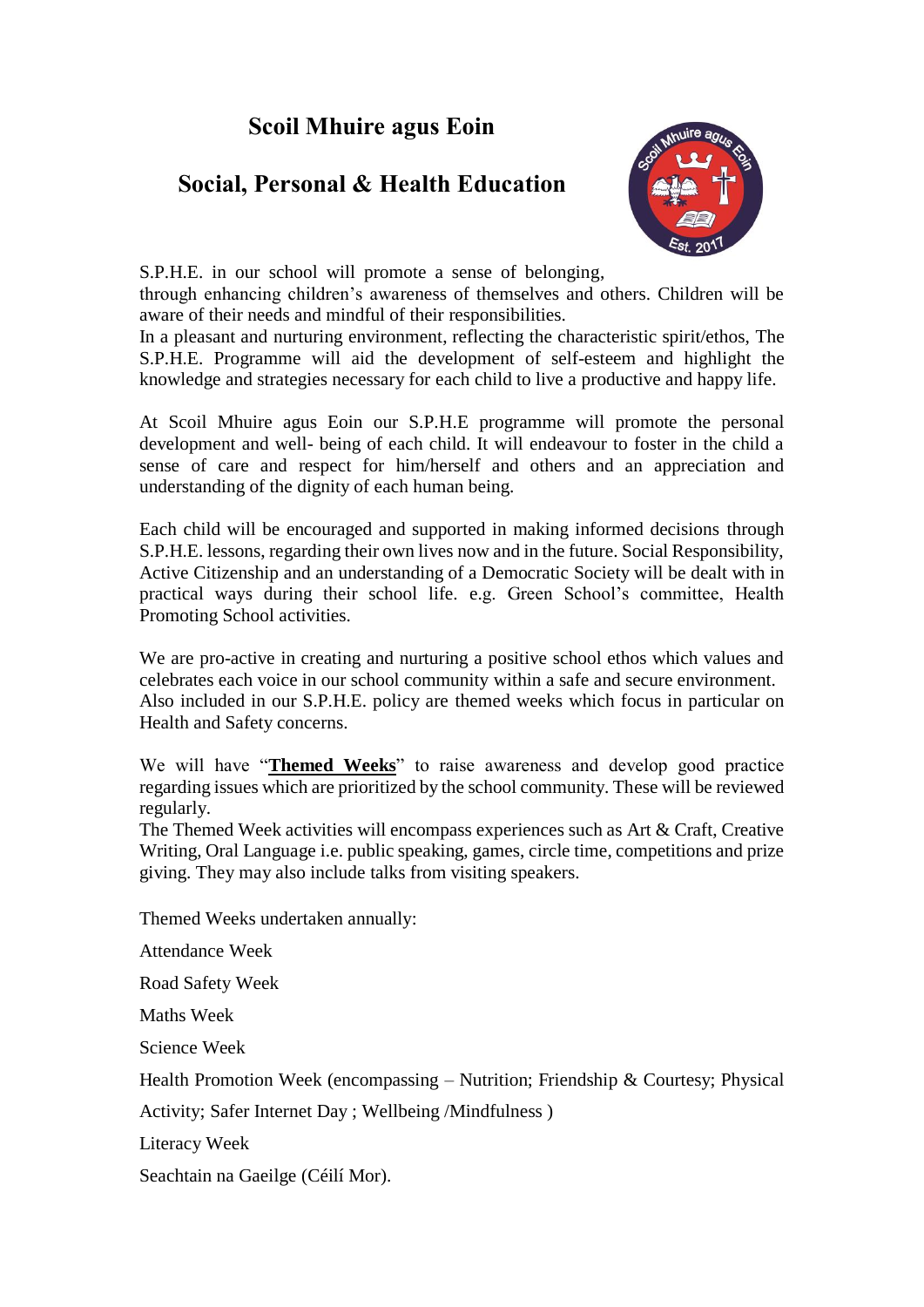# Scoil Mhuire agus Eoin

## Social, Personal & Health Education

S.P.H.E. in our school will promote a sense of belonging, through enhancing children's awareness of themselves and others. Children will be aware of their needs and mindful of their responsibilities.
In a pleasant and nurturing environment, reflecting the characteristic spirit/ethos, The S.P.H.E. Programme will aid the development of self-esteem and highlight the knowledge and strategies necessary for each child to live a productive and happy life.

At Scoil Mhuire agus Eoin our S.P.H.E programme will promote the personal development and well- being of each child. It will endeavour to foster in the child a sense of care and respect for him/herself and others and an appreciation and understanding of the dignity of each human being.

Each child will be encouraged and supported in making informed decisions through S.P.H.E. lessons, regarding their own lives now and in the future. Social Responsibility, Active Citizenship and an understanding of a Democratic Society will be dealt with in practical ways during their school life. e.g. Green School's committee, Health Promoting School activities.

We are pro-active in creating and nurturing a positive school ethos which values and celebrates each voice in our school community within a safe and secure environment.
Also included in our S.P.H.E. policy are themed weeks which focus in particular on Health and Safety concerns.

We will have "**Themed Weeks**" to raise awareness and develop good practice regarding issues which are prioritized by the school community. These will be reviewed regularly.
The Themed Week activities will encompass experiences such as Art & Craft, Creative Writing, Oral Language i.e. public speaking, games, circle time, competitions and prize giving. They may also include talks from visiting speakers.

Themed Weeks undertaken annually:

Attendance Week

Road Safety Week

Maths Week

Science Week

Health Promotion Week (encompassing – Nutrition; Friendship & Courtesy; Physical Activity; Safer Internet Day ; Wellbeing /Mindfulness )

Literacy Week

Seachtain na Gaeilge (Céilí Mor).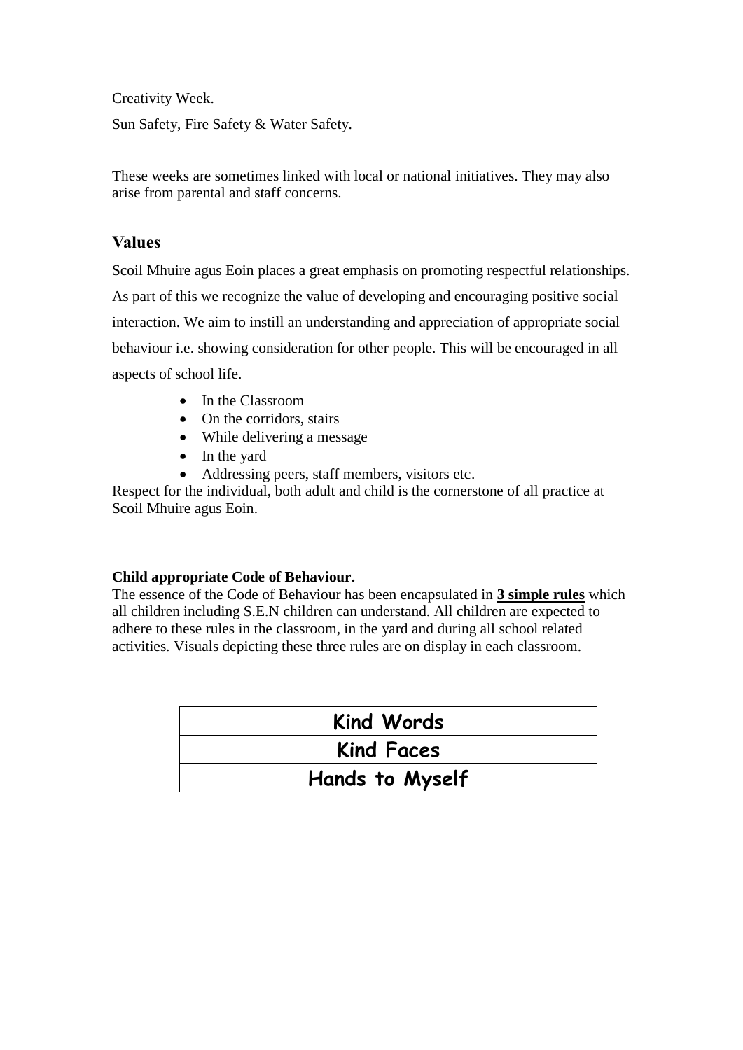Creativity Week.

Sun Safety, Fire Safety & Water Safety.

These weeks are sometimes linked with local or national initiatives. They may also arise from parental and staff concerns.

## Values

Scoil Mhuire agus Eoin places a great emphasis on promoting respectful relationships. As part of this we recognize the value of developing and encouraging positive social interaction. We aim to instill an understanding and appreciation of appropriate social behaviour i.e. showing consideration for other people. This will be encouraged in all aspects of school life.

- In the Classroom
- On the corridors, stairs
- While delivering a message
- In the yard
- Addressing peers, staff members, visitors etc.

Respect for the individual, both adult and child is the cornerstone of all practice at Scoil Mhuire agus Eoin.

**Child appropriate Code of Behaviour.**

The essence of the Code of Behaviour has been encapsulated in **3 simple rules** which all children including S.E.N children can understand. All children are expected to adhere to these rules in the classroom, in the yard and during all school related activities. Visuals depicting these three rules are on display in each classroom.

| **Kind Words** |
|---|
| **Kind Faces** |
| **Hands to Myself** |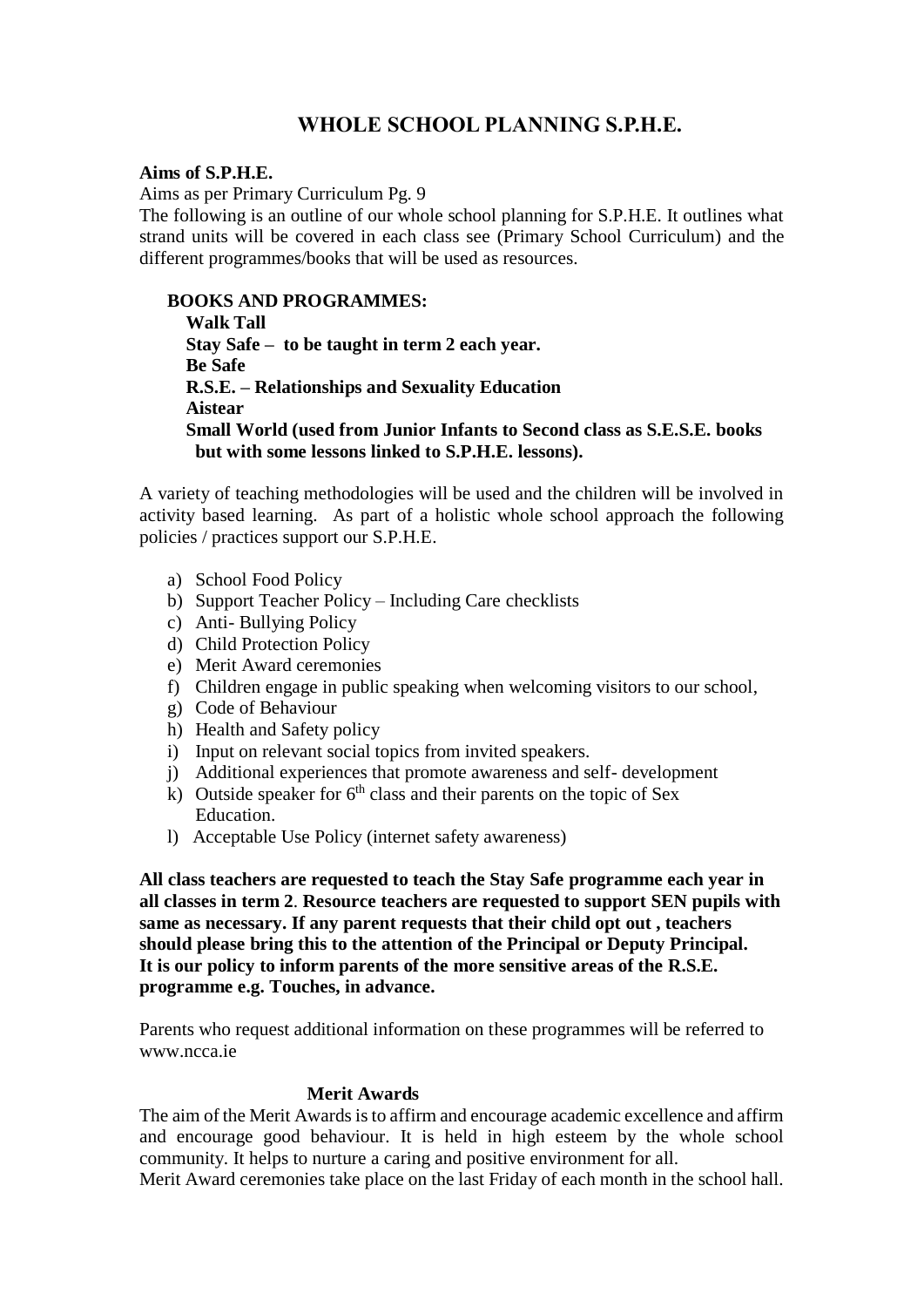# WHOLE SCHOOL PLANNING S.P.H.E.

**Aims of S.P.H.E.**

Aims as per Primary Curriculum Pg. 9

The following is an outline of our whole school planning for S.P.H.E. It outlines what strand units will be covered in each class see (Primary School Curriculum) and the different programmes/books that will be used as resources.

**BOOKS AND PROGRAMMES:**

**Walk Tall**
**Stay Safe – to be taught in term 2 each year.**
**Be Safe**
**R.S.E. – Relationships and Sexuality Education**
**Aistear**
**Small World (used from Junior Infants to Second class as S.E.S.E. books but with some lessons linked to S.P.H.E. lessons).**

A variety of teaching methodologies will be used and the children will be involved in activity based learning. As part of a holistic whole school approach the following policies / practices support our S.P.H.E.

a) School Food Policy
b) Support Teacher Policy – Including Care checklists
c) Anti- Bullying Policy
d) Child Protection Policy
e) Merit Award ceremonies
f) Children engage in public speaking when welcoming visitors to our school,
g) Code of Behaviour
h) Health and Safety policy
i) Input on relevant social topics from invited speakers.
j) Additional experiences that promote awareness and self- development
k) Outside speaker for 6th class and their parents on the topic of Sex Education.
l) Acceptable Use Policy (internet safety awareness)

**All class teachers are requested to teach the Stay Safe programme each year in all classes in term 2**. **Resource teachers are requested to support SEN pupils with same as necessary. If any parent requests that their child opt out , teachers should please bring this to the attention of the Principal or Deputy Principal. It is our policy to inform parents of the more sensitive areas of the R.S.E. programme e.g. Touches, in advance.**

Parents who request additional information on these programmes will be referred to www.ncca.ie

**Merit Awards**

The aim of the Merit Awards is to affirm and encourage academic excellence and affirm and encourage good behaviour. It is held in high esteem by the whole school community. It helps to nurture a caring and positive environment for all.

Merit Award ceremonies take place on the last Friday of each month in the school hall.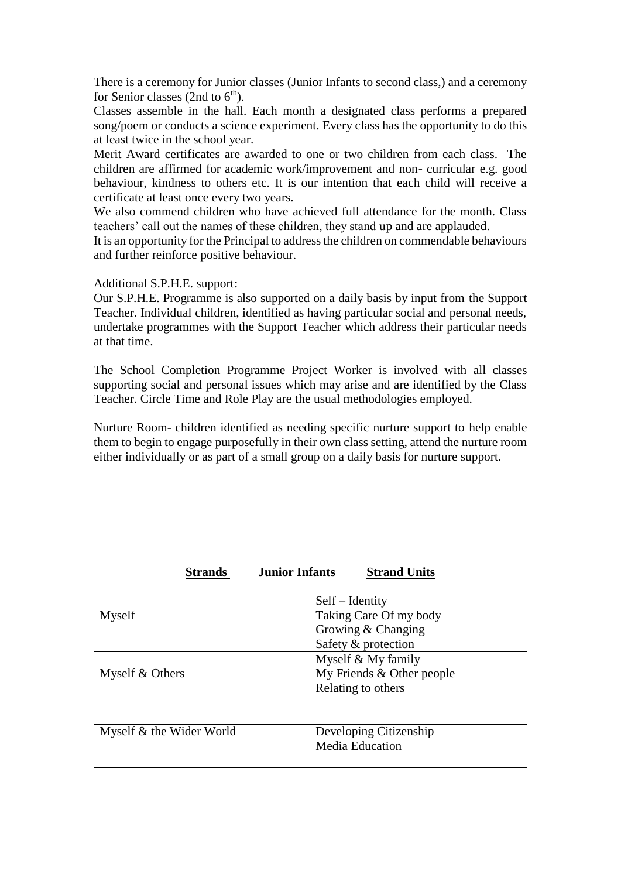There is a ceremony for Junior classes (Junior Infants to second class,) and a ceremony for Senior classes (2nd to 6th).

Classes assemble in the hall. Each month a designated class performs a prepared song/poem or conducts a science experiment. Every class has the opportunity to do this at least twice in the school year.

Merit Award certificates are awarded to one or two children from each class. The children are affirmed for academic work/improvement and non- curricular e.g. good behaviour, kindness to others etc. It is our intention that each child will receive a certificate at least once every two years.

We also commend children who have achieved full attendance for the month. Class teachers' call out the names of these children, they stand up and are applauded.

It is an opportunity for the Principal to address the children on commendable behaviours and further reinforce positive behaviour.

Additional S.P.H.E. support:

Our S.P.H.E. Programme is also supported on a daily basis by input from the Support Teacher. Individual children, identified as having particular social and personal needs, undertake programmes with the Support Teacher which address their particular needs at that time.

The School Completion Programme Project Worker is involved with all classes supporting social and personal issues which may arise and are identified by the Class Teacher. Circle Time and Role Play are the usual methodologies employed.

Nurture Room- children identified as needing specific nurture support to help enable them to begin to engage purposefully in their own class setting, attend the nurture room either individually or as part of a small group on a daily basis for nurture support.

**Strands** **Junior Infants** **Strand Units**

| Strands | Strand Units |
| --- | --- |
| Myself | Self – Identity<br>Taking Care Of my body<br>Growing & Changing<br>Safety & protection |
| Myself & Others | Myself & My family<br>My Friends & Other people<br>Relating to others |
| Myself & the Wider World | Developing Citizenship<br>Media Education |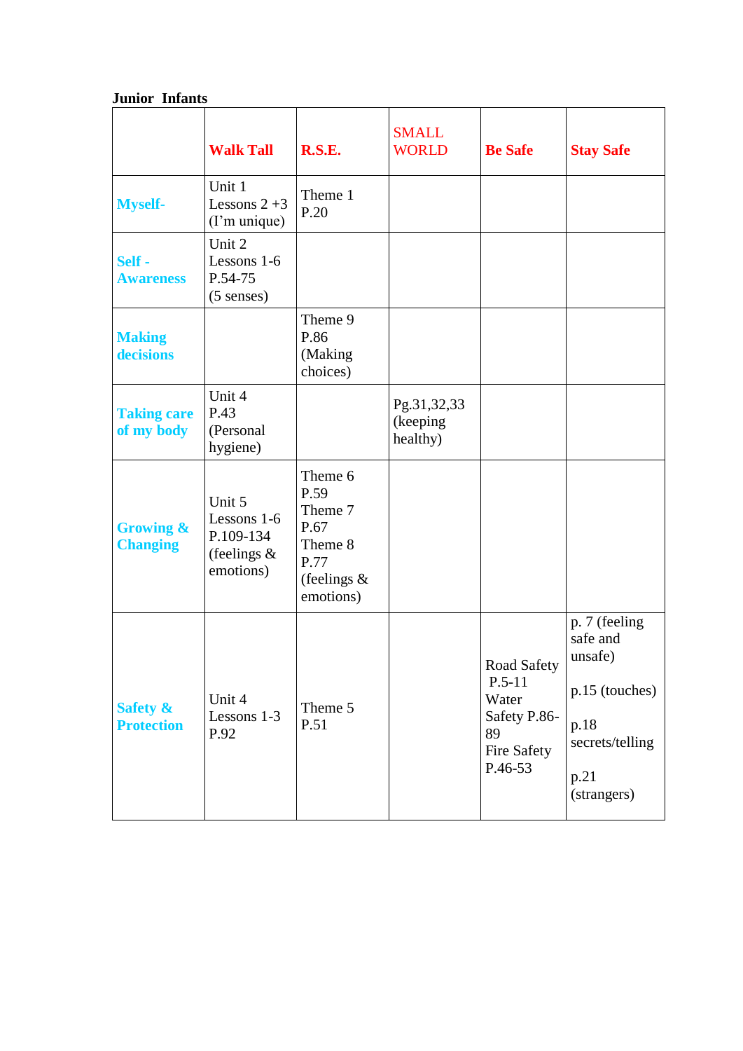**Junior Infants**

| | **Walk Tall** | **R.S.E.** | SMALL WORLD | **Be Safe** | **Stay Safe** |
|---|---|---|---|---|---|
| **Myself-** | Unit 1 Lessons 2 +3 (I'm unique) | Theme 1 P.20 | | | |
| **Self - Awareness** | Unit 2 Lessons 1-6 P.54-75 (5 senses) | | | | |
| **Making decisions** | | Theme 9 P.86 (Making choices) | | | |
| **Taking care of my body** | Unit 4 P.43 (Personal hygiene) | | Pg.31,32,33 (keeping healthy) | | |
| **Growing & Changing** | Unit 5 Lessons 1-6 P.109-134 (feelings & emotions) | Theme 6 P.59 Theme 7 P.67 Theme 8 P.77 (feelings & emotions) | | | |
| **Safety & Protection** | Unit 4 Lessons 1-3 P.92 | Theme 5 P.51 | | Road Safety P.5-11 Water Safety P.86-89 Fire Safety P.46-53 | p. 7 (feeling safe and unsafe) p.15 (touches) p.18 secrets/telling p.21 (strangers) |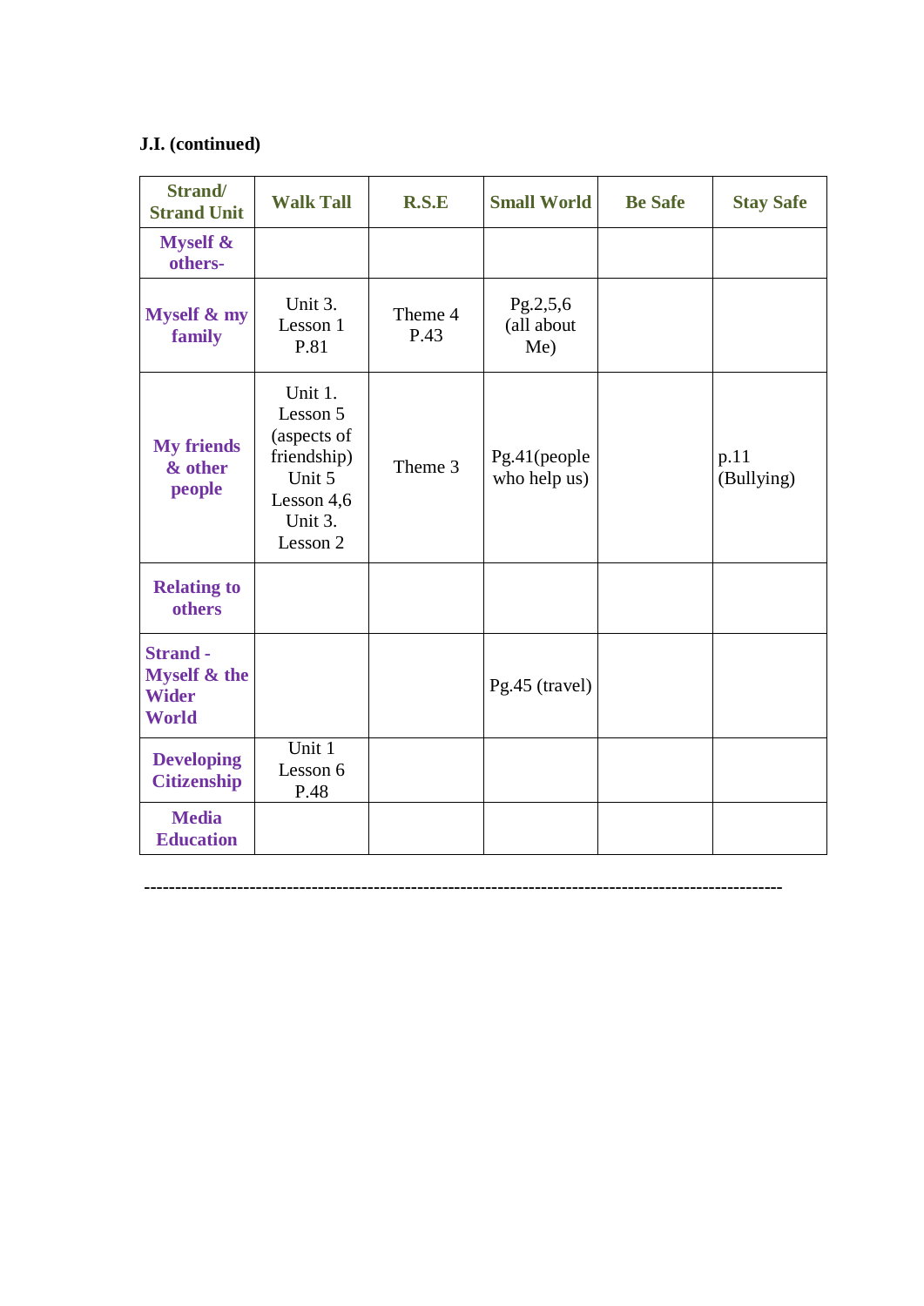**J.I. (continued)**

| Strand/ Strand Unit | Walk Tall | R.S.E | Small World | Be Safe | Stay Safe |
|---|---|---|---|---|---|
| **Myself & others-** | | | | | |
| **Myself & my family** | Unit 3. Lesson 1 P.81 | Theme 4 P.43 | Pg.2,5,6 (all about Me) | | |
| **My friends & other people** | Unit 1. Lesson 5 (aspects of friendship) Unit 5 Lesson 4,6 Unit 3. Lesson 2 | Theme 3 | Pg.41(people who help us) | | p.11 (Bullying) |
| **Relating to others** | | | | | |
| **Strand - Myself & the Wider World** | | | Pg.45 (travel) | | |
| **Developing Citizenship** | Unit 1 Lesson 6 P.48 | | | | |
| **Media Education** | | | | | |

---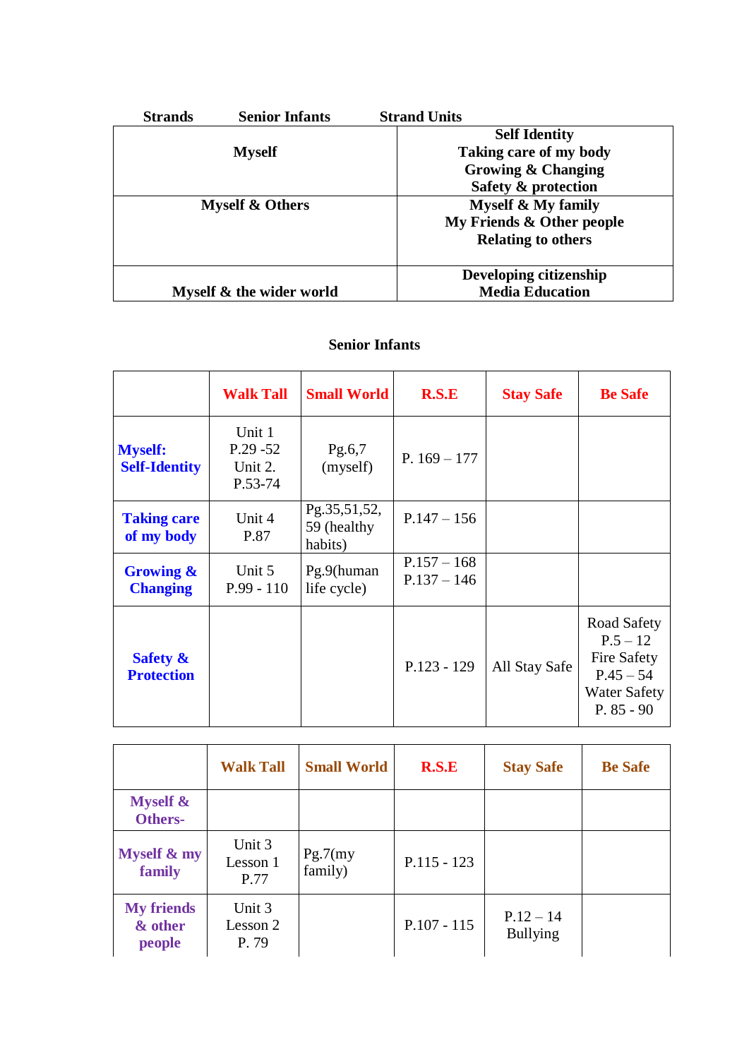| Strands | Senior Infants | Strand Units |
|---|---|---|
| **Myself** | | **Self Identity**<br>**Taking care of my body**<br>**Growing & Changing**<br>**Safety & protection** |
| **Myself & Others** | | **Myself & My family**<br>**My Friends & Other people**<br>**Relating to others** |
| **Myself & the wider world** | | **Developing citizenship**<br>**Media Education** |

### Senior Infants

| | **Walk Tall** | **Small World** | **R.S.E** | **Stay Safe** | **Be Safe** |
|---|---|---|---|---|---|
| **Myself: Self-Identity** | Unit 1<br>P.29 -52<br>Unit 2.<br>P.53-74 | Pg.6,7 (myself) | P. 169 – 177 | | |
| **Taking care of my body** | Unit 4<br>P.87 | Pg.35,51,52, 59 (healthy habits) | P.147 – 156 | | |
| **Growing & Changing** | Unit 5<br>P.99 - 110 | Pg.9(human life cycle) | P.157 – 168<br>P.137 – 146 | | |
| **Safety & Protection** | | | P.123 - 129 | All Stay Safe | Road Safety<br>P.5 – 12<br>Fire Safety<br>P.45 – 54<br>Water Safety<br>P. 85 - 90 |

| | **Walk Tall** | **Small World** | **R.S.E** | **Stay Safe** | **Be Safe** |
|---|---|---|---|---|---|
| **Myself & Others-** | | | | | |
| **Myself & my family** | Unit 3<br>Lesson 1<br>P.77 | Pg.7(my family) | P.115 - 123 | | |
| **My friends & other people** | Unit 3<br>Lesson 2<br>P. 79 | | P.107 - 115 | P.12 – 14<br>Bullying | |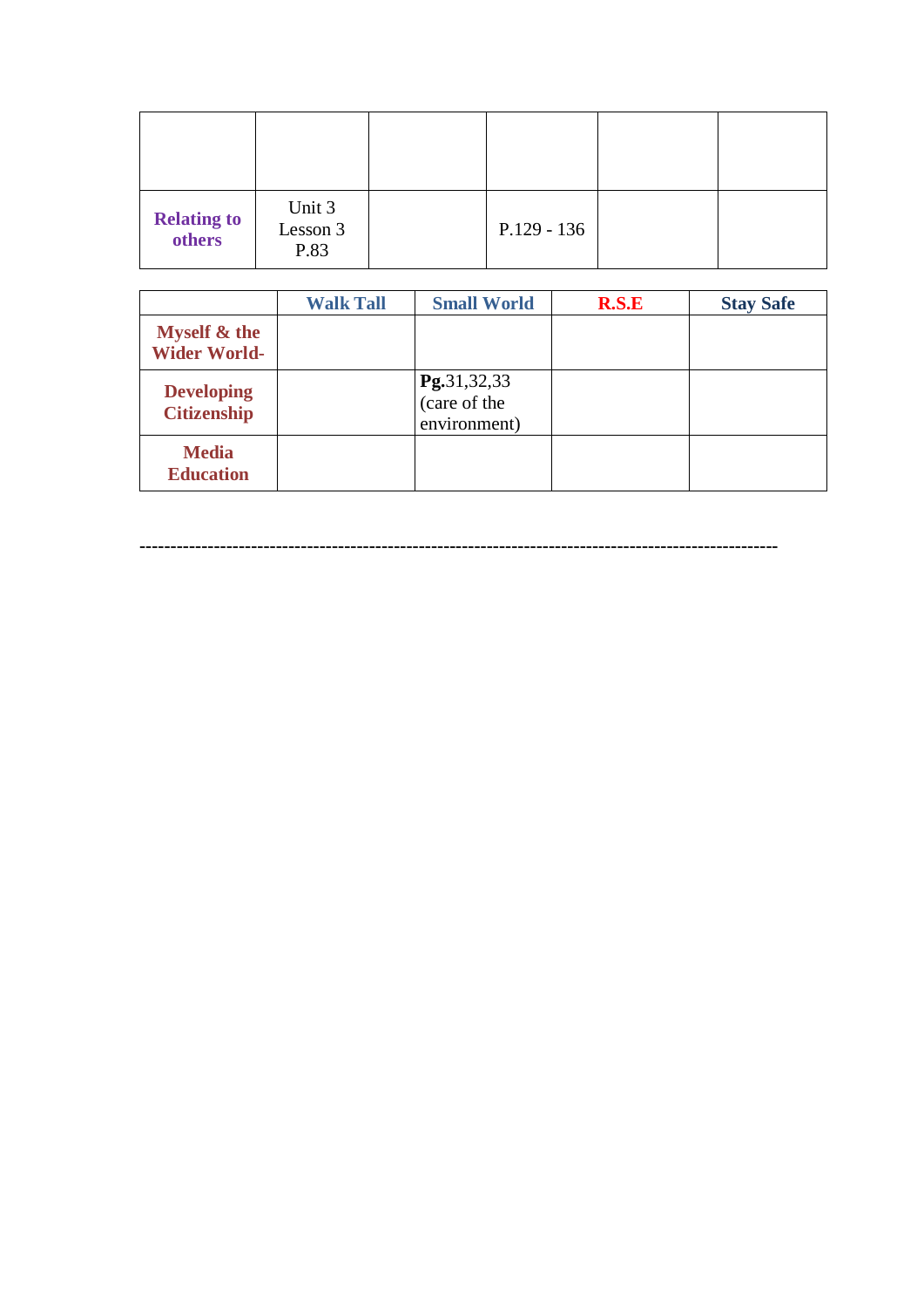| | | | | | |
|---|---|---|---|---|---|
| | | | | | |
| **Relating to others** | Unit 3 Lesson 3 P.83 | | P.129 - 136 | | |

| | **Walk Tall** | **Small World** | **R.S.E** | **Stay Safe** |
|---|---|---|---|---|
| **Myself & the Wider World-** | | | | |
| **Developing Citizenship** | | **Pg.**31,32,33 (care of the environment) | | |
| **Media Education** | | | | |

------------------------------------------------------------------------------------------------------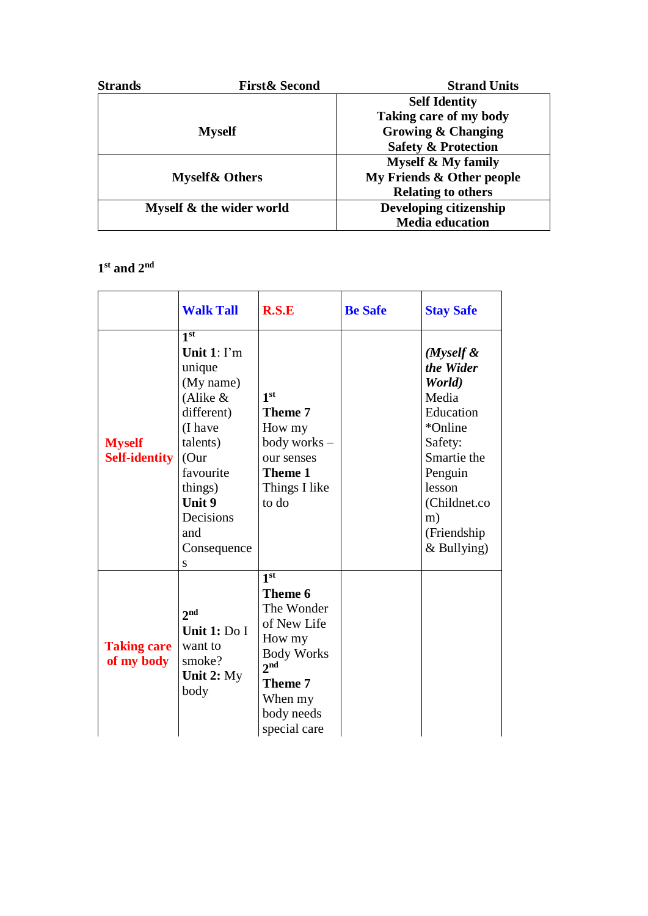| Strands | First& Second | Strand Units |
|---|---|---|
| | **Myself** | **Self Identity**<br>**Taking care of my body**<br>**Growing & Changing**<br>**Safety & Protection** |
| | **Myself& Others** | **Myself & My family**<br>**My Friends & Other people**<br>**Relating to others** |
| | **Myself & the wider world** | **Developing citizenship**<br>**Media education** |

**1st and 2nd**

| | **Walk Tall** | **R.S.E** | **Be Safe** | **Stay Safe** |
|---|---|---|---|---|
| **Myself Self-identity** | **1st**<br>**Unit 1**: I'm unique (My name) (Alike & different) (I have talents) (Our favourite things)<br>**Unit 9** Decisions and Consequences | **1st**<br>**Theme 7** How my body works – our senses<br>**Theme 1** Things I like to do | | ***(Myself & the Wider World)*** Media Education *Online Safety: Smartie the Penguin lesson (Childnet.com) (Friendship & Bullying) |
| **Taking care of my body** | **2nd**<br>**Unit 1:** Do I want to smoke?<br>**Unit 2:** My body | **1st**<br>**Theme 6** The Wonder of New Life How my Body Works<br>**2nd**<br>**Theme 7** When my body needs special care | | |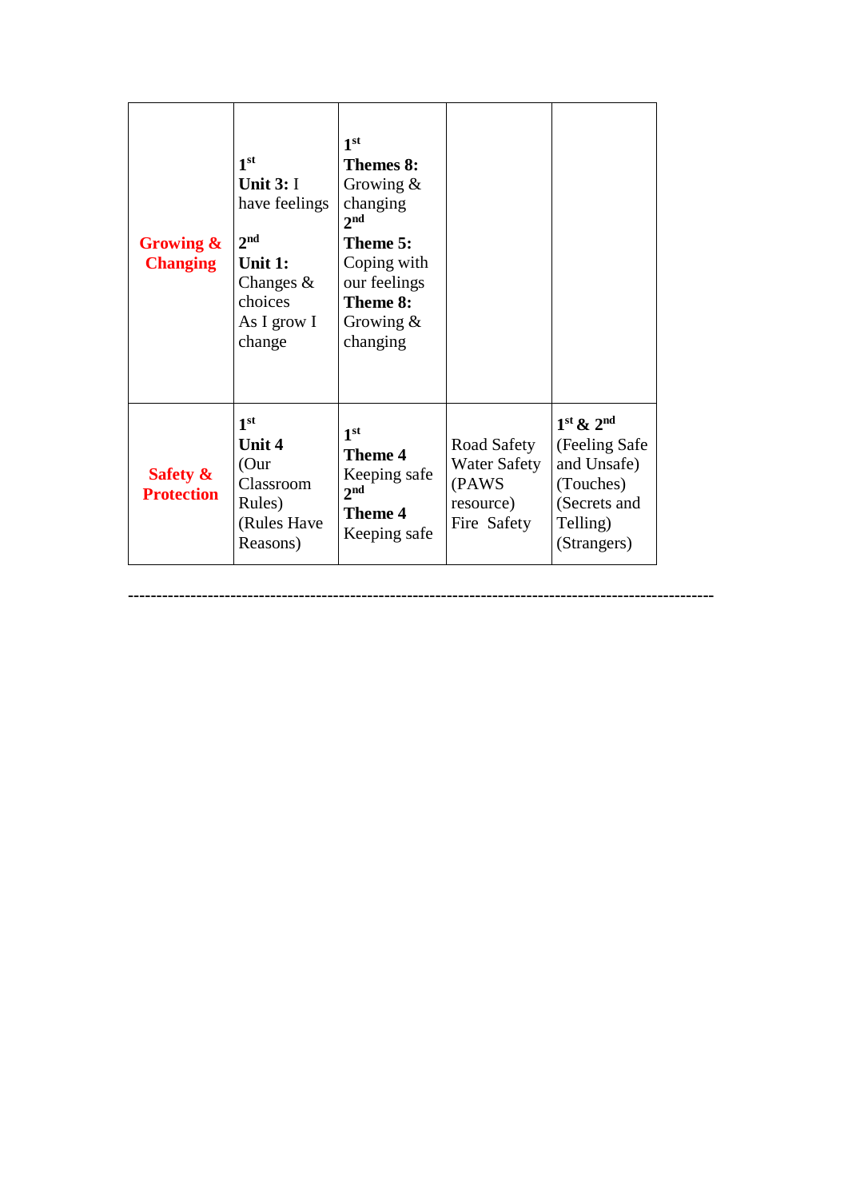| | | | | |
|---|---|---|---|---|
| **Growing & Changing** | 1st<br>**Unit 3:** I have feelings<br><br>2nd<br>**Unit 1:** Changes & choices<br>As I grow I change | 1st<br>**Themes 8:** Growing & changing<br>2nd<br>**Theme 5:** Coping with our feelings<br>**Theme 8:** Growing & changing | | |
| **Safety & Protection** | 1st<br>**Unit 4**<br>(Our Classroom Rules)<br>(Rules Have Reasons) | 1st<br>**Theme 4**<br>Keeping safe<br>2nd<br>**Theme 4**<br>Keeping safe | Road Safety<br>Water Safety<br>(PAWS resource)<br>Fire Safety | 1st & 2nd<br>(Feeling Safe and Unsafe)<br>(Touches)<br>(Secrets and Telling)<br>(Strangers) |

---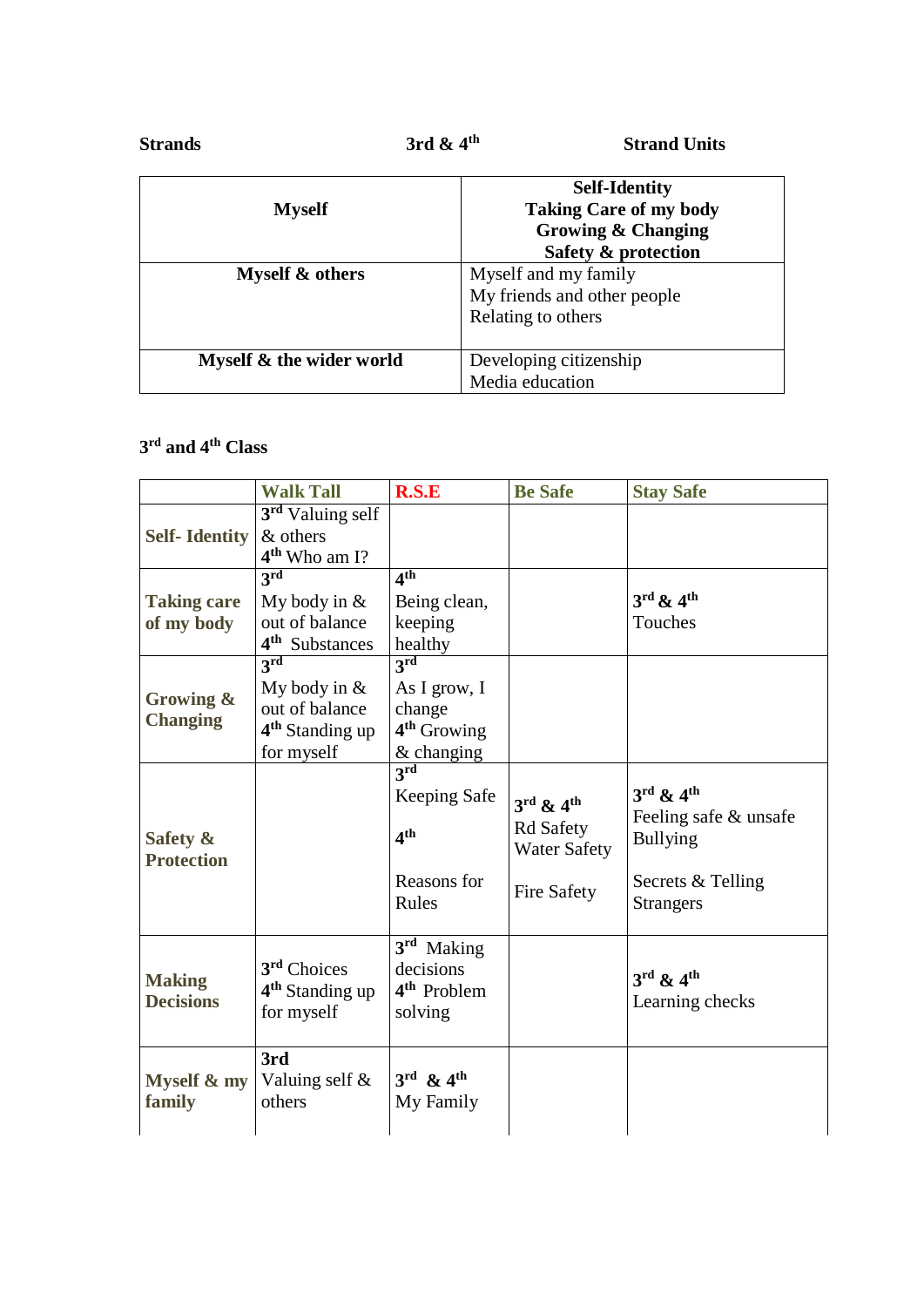**Strands** **3rd & 4th** **Strand Units**

| **Myself** | **Self-Identity**<br>**Taking Care of my body**<br>**Growing & Changing**<br>**Safety & protection** |
|---|---|
| **Myself & others** | Myself and my family<br>My friends and other people<br>Relating to others |
| **Myself & the wider world** | Developing citizenship<br>Media education |

### 3rd and 4th Class

| | Walk Tall | R.S.E | Be Safe | Stay Safe |
|---|---|---|---|---|
| **Self- Identity** | **3rd** Valuing self & others<br>**4th** Who am I? | | | |
| **Taking care of my body** | **3rd**<br>My body in & out of balance<br>**4th** Substances | **4th**<br>Being clean, keeping healthy | | **3rd & 4th**<br>Touches |
| **Growing & Changing** | **3rd**<br>My body in & out of balance<br>**4th** Standing up for myself | **3rd**<br>As I grow, I change<br>**4th** Growing & changing | | |
| **Safety & Protection** | | **3rd**<br>Keeping Safe<br>**4th**<br>Reasons for Rules | **3rd & 4th**<br>Rd Safety<br>Water Safety<br>Fire Safety | **3rd & 4th**<br>Feeling safe & unsafe<br>Bullying<br>Secrets & Telling<br>Strangers |
| **Making Decisions** | **3rd** Choices<br>**4th** Standing up for myself | **3rd** Making decisions<br>**4th** Problem solving | | **3rd & 4th**<br>Learning checks |
| **Myself & my family** | **3rd**<br>Valuing self & others | **3rd & 4th**<br>My Family | | |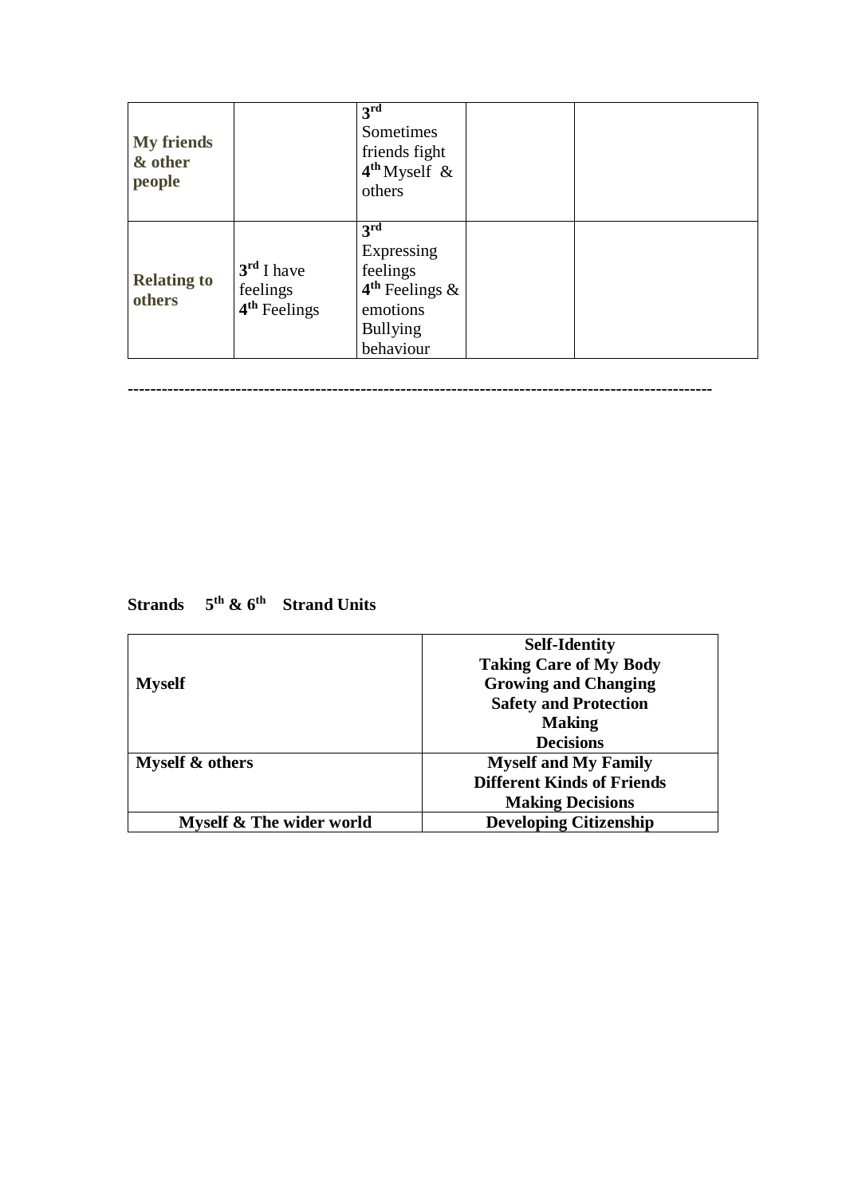| My friends & other people | | 3rd Sometimes friends fight<br>4th Myself & others | | |
|---|---|---|---|---|
| **Relating to others** | 3rd I have feelings<br>4th Feelings | 3rd Expressing feelings<br>4th Feelings & emotions<br>Bullying behaviour | | |

----------------------------------------------------------------------------------------------------

**Strands 5th & 6th Strand Units**

| | |
|---|---|
| **Myself** | **Self-Identity**<br>**Taking Care of My Body**<br>**Growing and Changing**<br>**Safety and Protection**<br>**Making Decisions** |
| **Myself & others** | **Myself and My Family**<br>**Different Kinds of Friends**<br>**Making Decisions** |
| **Myself & The wider world** | **Developing Citizenship** |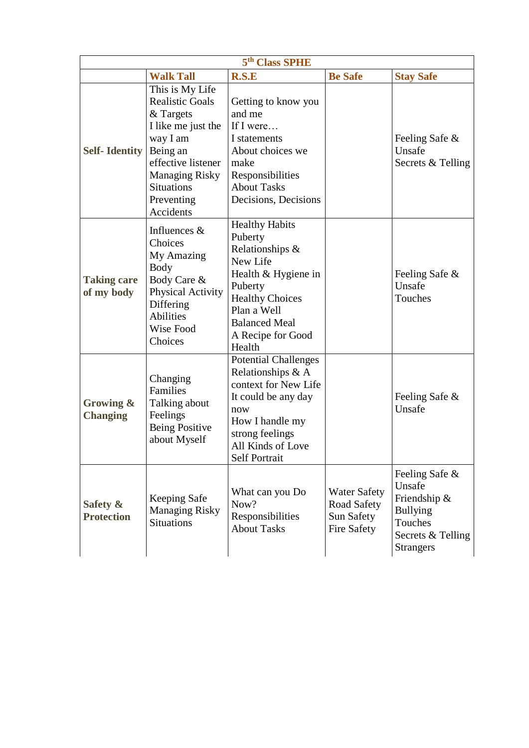| 5th Class SPHE | | | | |
|---|---|---|---|---|
| | **Walk Tall** | **R.S.E** | **Be Safe** | **Stay Safe** |
| **Self- Identity** | This is My Life<br>Realistic Goals & Targets<br>I like me just the way I am<br>Being an effective listener<br>Managing Risky Situations<br>Preventing Accidents | Getting to know you and me<br>If I were…<br>I statements<br>About choices we make<br>Responsibilities About Tasks<br>Decisions, Decisions | | Feeling Safe & Unsafe<br>Secrets & Telling |
| **Taking care of my body** | Influences & Choices<br>My Amazing Body<br>Body Care & Physical Activity<br>Differing Abilities<br>Wise Food Choices | Healthy Habits<br>Puberty<br>Relationships & New Life<br>Health & Hygiene in Puberty<br>Healthy Choices<br>Plan a Well Balanced Meal<br>A Recipe for Good Health | | Feeling Safe & Unsafe<br>Touches |
| **Growing & Changing** | Changing Families<br>Talking about Feelings<br>Being Positive about Myself | Potential Challenges<br>Relationships & A context for New Life<br>It could be any day now<br>How I handle my strong feelings<br>All Kinds of Love<br>Self Portrait | | Feeling Safe & Unsafe |
| **Safety & Protection** | Keeping Safe<br>Managing Risky Situations | What can you Do Now?<br>Responsibilities About Tasks | Water Safety<br>Road Safety<br>Sun Safety<br>Fire Safety | Feeling Safe & Unsafe<br>Friendship & Bullying<br>Touches<br>Secrets & Telling<br>Strangers |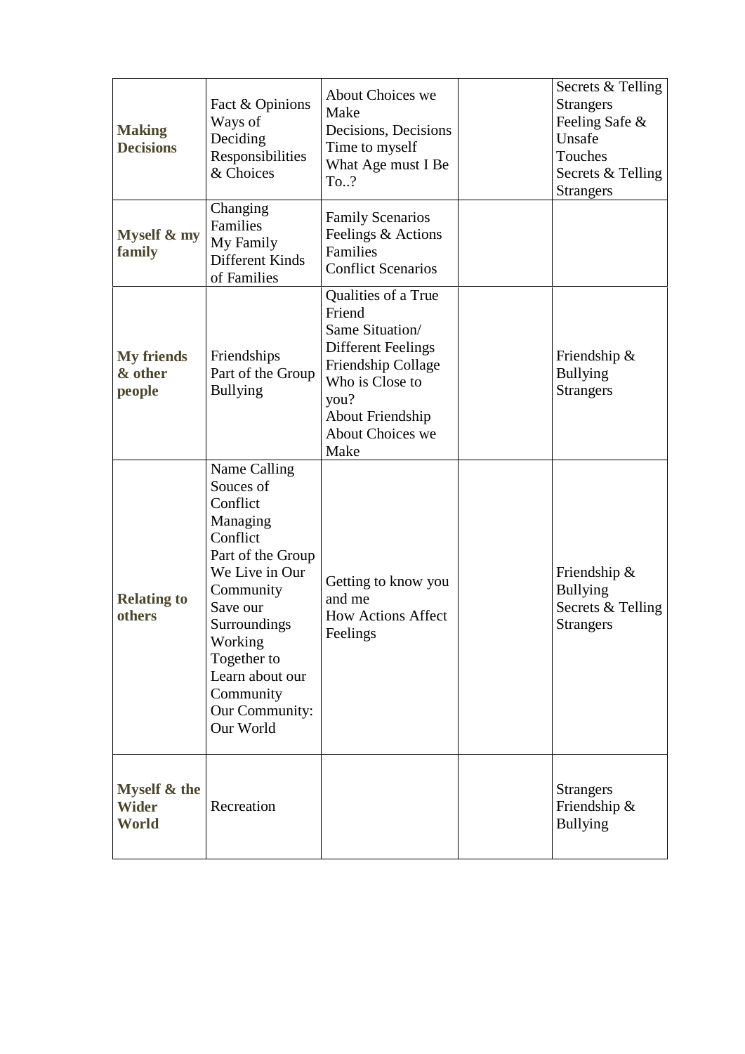| | | | | |
|---|---|---|---|---|
| **Making Decisions** | Fact & Opinions<br>Ways of Deciding<br>Responsibilities & Choices | About Choices we Make<br>Decisions, Decisions<br>Time to myself<br>What Age must I Be To..? | | Secrets & Telling<br>Strangers<br>Feeling Safe & Unsafe<br>Touches<br>Secrets & Telling<br>Strangers |
| **Myself & my family** | Changing Families<br>My Family<br>Different Kinds of Families | Family Scenarios<br>Feelings & Actions<br>Families<br>Conflict Scenarios | | |
| **My friends & other people** | Friendships<br>Part of the Group<br>Bullying | Qualities of a True Friend<br>Same Situation/ Different Feelings<br>Friendship Collage<br>Who is Close to you?<br>About Friendship<br>About Choices we Make | | Friendship & Bullying<br>Strangers |
| **Relating to others** | Name Calling<br>Souces of Conflict<br>Managing Conflict<br>Part of the Group<br>We Live in Our Community<br>Save our Surroundings<br>Working Together to Learn about our Community<br>Our Community: Our World | Getting to know you and me<br>How Actions Affect Feelings | | Friendship & Bullying<br>Secrets & Telling<br>Strangers |
| **Myself & the Wider World** | Recreation | | | Strangers<br>Friendship & Bullying |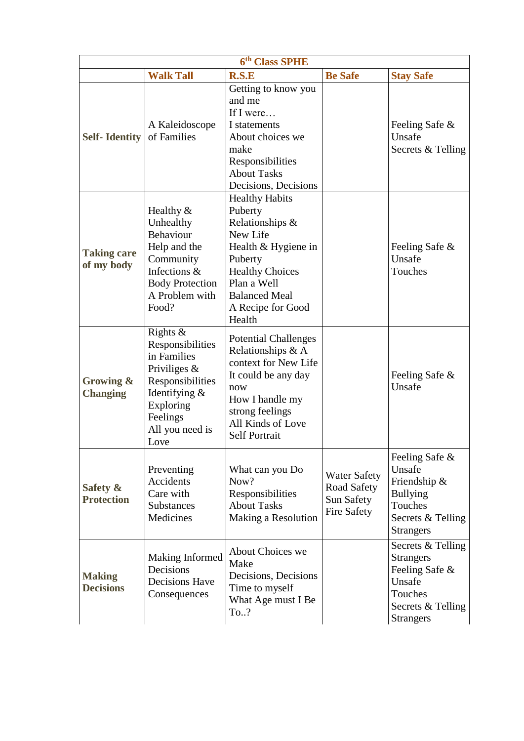| 6th Class SPHE | | | | |
|---|---|---|---|---|
| | **Walk Tall** | **R.S.E** | **Be Safe** | **Stay Safe** |
| **Self- Identity** | A Kaleidoscope of Families | Getting to know you and me<br>If I were…<br>I statements<br>About choices we make<br>Responsibilities About Tasks<br>Decisions, Decisions | | Feeling Safe & Unsafe<br>Secrets & Telling |
| **Taking care of my body** | Healthy & Unhealthy Behaviour<br>Help and the Community<br>Infections & Body Protection<br>A Problem with Food? | Healthy Habits<br>Puberty<br>Relationships & New Life<br>Health & Hygiene in Puberty<br>Healthy Choices<br>Plan a Well Balanced Meal<br>A Recipe for Good Health | | Feeling Safe & Unsafe<br>Touches |
| **Growing & Changing** | Rights & Responsibilities in Families<br>Priviliges & Responsibilities<br>Identifying & Exploring Feelings<br>All you need is Love | Potential Challenges<br>Relationships & A context for New Life<br>It could be any day now<br>How I handle my strong feelings<br>All Kinds of Love<br>Self Portrait | | Feeling Safe & Unsafe |
| **Safety & Protection** | Preventing Accidents<br>Care with Substances<br>Medicines | What can you Do Now?<br>Responsibilities About Tasks<br>Making a Resolution | Water Safety<br>Road Safety<br>Sun Safety<br>Fire Safety | Feeling Safe & Unsafe<br>Friendship & Bullying<br>Touches<br>Secrets & Telling<br>Strangers |
| **Making Decisions** | Making Informed Decisions<br>Decisions Have Consequences | About Choices we Make<br>Decisions, Decisions<br>Time to myself<br>What Age must I Be To..? | | Secrets & Telling<br>Strangers<br>Feeling Safe & Unsafe<br>Touches<br>Secrets & Telling<br>Strangers |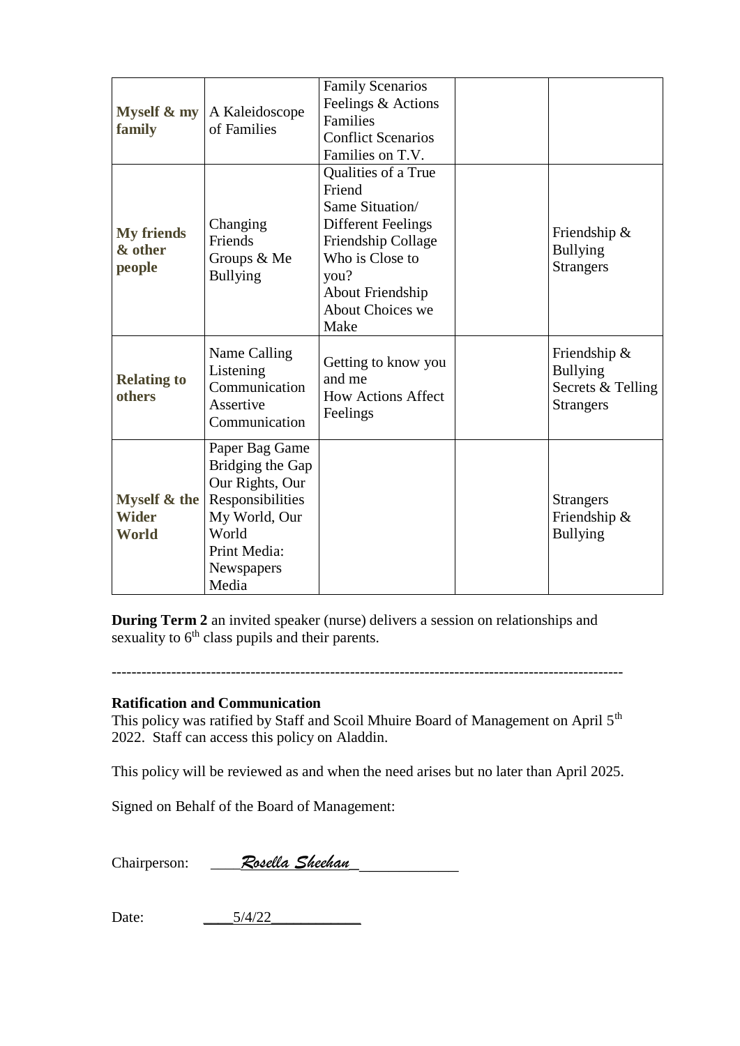| | | | | |
|---|---|---|---|---|
| **Myself & my family** | A Kaleidoscope of Families | Family Scenarios<br>Feelings & Actions<br>Families<br>Conflict Scenarios<br>Families on T.V. | | |
| **My friends & other people** | Changing Friends<br>Groups & Me<br>Bullying | Qualities of a True Friend<br>Same Situation/ Different Feelings<br>Friendship Collage<br>Who is Close to you?<br>About Friendship<br>About Choices we Make | | Friendship & Bullying<br>Strangers |
| **Relating to others** | Name Calling<br>Listening<br>Communication<br>Assertive Communication | Getting to know you and me<br>How Actions Affect Feelings | | Friendship & Bullying<br>Secrets & Telling<br>Strangers |
| **Myself & the Wider World** | Paper Bag Game<br>Bridging the Gap<br>Our Rights, Our Responsibilities<br>My World, Our World<br>Print Media: Newspapers<br>Media | | | Strangers<br>Friendship & Bullying |

**During Term 2** an invited speaker (nurse) delivers a session on relationships and sexuality to 6th class pupils and their parents.

---

**Ratification and Communication**

This policy was ratified by Staff and Scoil Mhuire Board of Management on April 5th 2022. Staff can access this policy on Aladdin.

This policy will be reviewed as and when the need arises but no later than April 2025.

Signed on Behalf of the Board of Management:

Chairperson: ____*Rosella Sheehan*_____________

Date: ____5/4/22____________